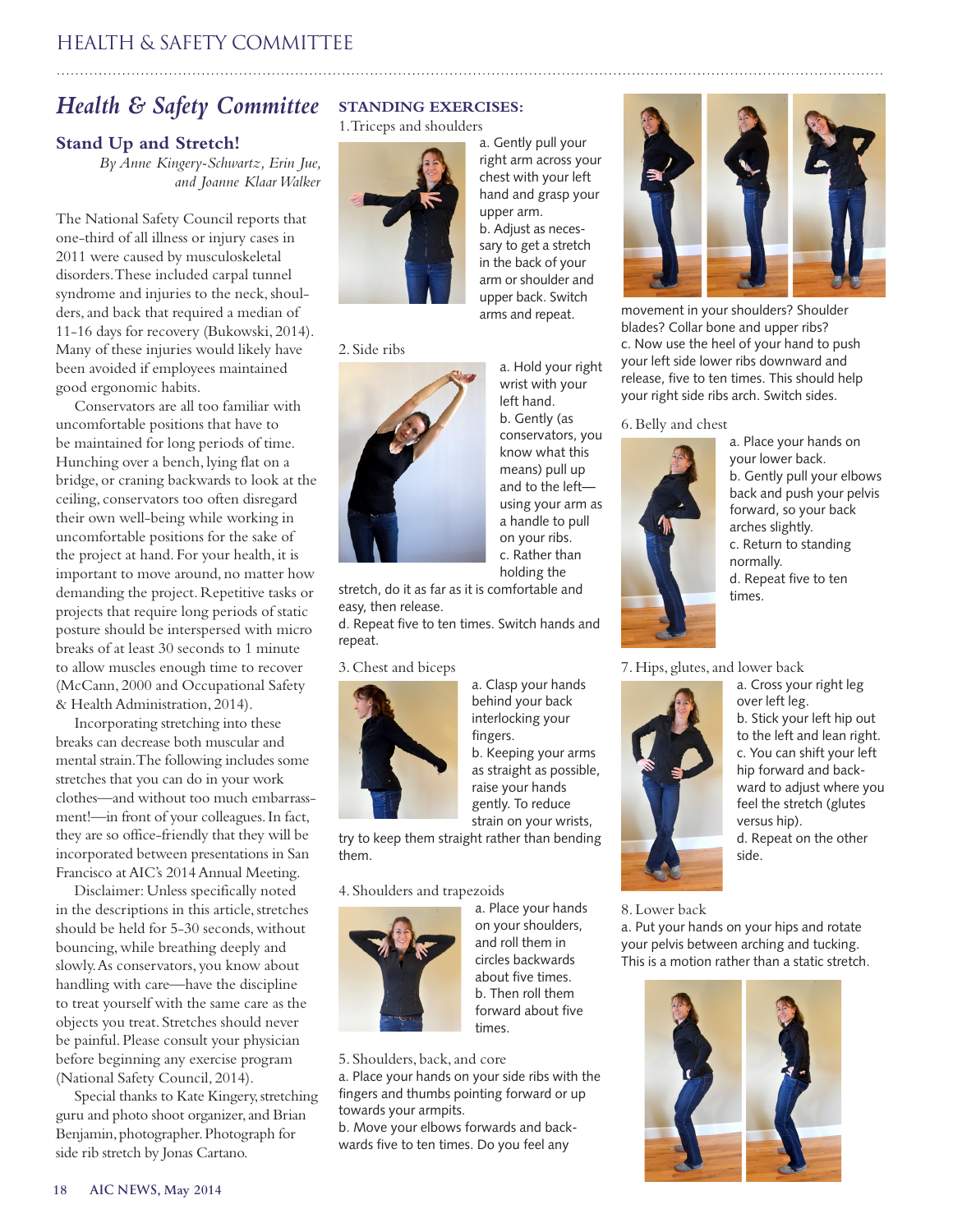# Health & Safety Committee

## Stand Up and Stretch!

*By Anne Kingery-Schwartz, Erin Jue, and Joanne Klaar Walker*

The National Safety Council reports that one-third of all illness or injury cases in 2011 were caused by musculoskeletal disorders. These included carpal tunnel syndrome and injuries to the neck, shoulders, and back that required a median of 11-16 days for recovery (Bukowski, 2014). Many of these injuries would likely have been avoided if employees maintained good ergonomic habits.

Conservators are all too familiar with uncomfortable positions that have to be maintained for long periods of time. Hunching over a bench, lying flat on a bridge, or craning backwards to look at the ceiling, conservators too often disregard their own well-being while working in uncomfortable positions for the sake of the project at hand. For your health, it is important to move around, no matter how demanding the project. Repetitive tasks or projects that require long periods of static posture should be interspersed with micro breaks of at least 30 seconds to 1 minute to allow muscles enough time to recover (McCann, 2000 and Occupational Safety & Health Administration, 2014).

Incorporating stretching into these breaks can decrease both muscular and mental strain. The following includes some stretches that you can do in your work clothes—and without too much embarrassment!—in front of your colleagues. In fact, they are so office-friendly that they will be incorporated between presentations in San Francisco at AIC's 2014 Annual Meeting.

Disclaimer: Unless specifically noted in the descriptions in this article, stretches should be held for 5-30 seconds, without bouncing, while breathing deeply and slowly. As conservators, you know about handling with care—have the discipline to treat yourself with the same care as the objects you treat. Stretches should never be painful. Please consult your physician before beginning any exercise program (National Safety Council, 2014).

Special thanks to Kate Kingery, stretching guru and photo shoot organizer, and Brian Benjamin, photographer. Photograph for side rib stretch by Jonas Cartano.

### STANDING EXERCISES:

1. Triceps and shoulders

a. Gently pull your right arm across your chest with your left hand and grasp your upper arm.
b. Adjust as necessary to get a stretch in the back of your arm or shoulder and upper back. Switch arms and repeat.

2. Side ribs

a. Hold your right wrist with your left hand.
b. Gently (as conservators, you know what this means) pull up and to the left—using your arm as a handle to pull on your ribs.
c. Rather than holding the stretch, do it as far as it is comfortable and easy, then release.
d. Repeat five to ten times. Switch hands and repeat.

3. Chest and biceps

a. Clasp your hands behind your back interlocking your fingers.
b. Keeping your arms as straight as possible, raise your hands gently. To reduce strain on your wrists, try to keep them straight rather than bending them.

4. Shoulders and trapezoids

a. Place your hands on your shoulders, and roll them in circles backwards about five times.
b. Then roll them forward about five times.

5. Shoulders, back, and core

a. Place your hands on your side ribs with the fingers and thumbs pointing forward or up towards your armpits.
b. Move your elbows forwards and backwards five to ten times. Do you feel any movement in your shoulders? Shoulder blades? Collar bone and upper ribs?
c. Now use the heel of your hand to push your left side lower ribs downward and release, five to ten times. This should help your right side ribs arch. Switch sides.

6. Belly and chest

a. Place your hands on your lower back.
b. Gently pull your elbows back and push your pelvis forward, so your back arches slightly.
c. Return to standing normally.
d. Repeat five to ten times.

7. Hips, glutes, and lower back

a. Cross your right leg over left leg.
b. Stick your left hip out to the left and lean right.
c. You can shift your left hip forward and backward to adjust where you feel the stretch (glutes versus hip).
d. Repeat on the other side.

8. Lower back

a. Put your hands on your hips and rotate your pelvis between arching and tucking. This is a motion rather than a static stretch.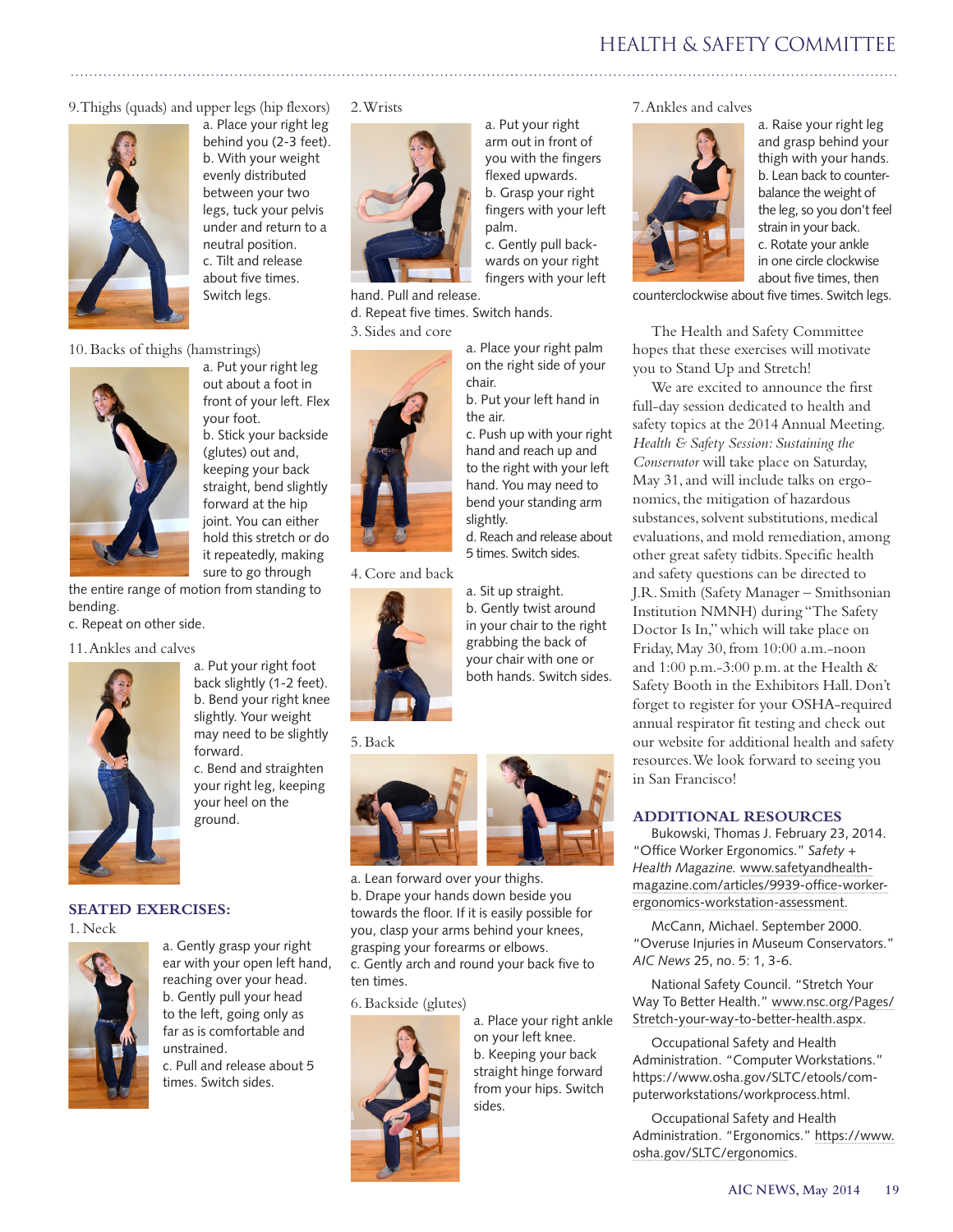9. Thighs (quads) and upper legs (hip flexors)

a. Place your right leg behind you (2-3 feet).
b. With your weight evenly distributed between your two legs, tuck your pelvis under and return to a neutral position.
c. Tilt and release about five times. Switch legs.

10. Backs of thighs (hamstrings)

a. Put your right leg out about a foot in front of your left. Flex your foot.
b. Stick your backside (glutes) out and, keeping your back straight, bend slightly forward at the hip joint. You can either hold this stretch or do it repeatedly, making sure to go through the entire range of motion from standing to bending.
c. Repeat on other side.

11. Ankles and calves

a. Put your right foot back slightly (1-2 feet).
b. Bend your right knee slightly. Your weight may need to be slightly forward.
c. Bend and straighten your right leg, keeping your heel on the ground.

## SEATED EXERCISES:

1. Neck

a. Gently grasp your right ear with your open left hand, reaching over your head.
b. Gently pull your head to the left, going only as far as is comfortable and unstrained.
c. Pull and release about 5 times. Switch sides.

2. Wrists

a. Put your right arm out in front of you with the fingers flexed upwards.
b. Grasp your right fingers with your left palm.
c. Gently pull backwards on your right fingers with your left hand. Pull and release.
d. Repeat five times. Switch hands.

3. Sides and core

a. Place your right palm on the right side of your chair.
b. Put your left hand in the air.
c. Push up with your right hand and reach up and to the right with your left hand. You may need to bend your standing arm slightly.
d. Reach and release about 5 times. Switch sides.

4. Core and back

a. Sit up straight.
b. Gently twist around in your chair to the right grabbing the back of your chair with one or both hands. Switch sides.

5. Back

a. Lean forward over your thighs.
b. Drape your hands down beside you towards the floor. If it is easily possible for you, clasp your arms behind your knees, grasping your forearms or elbows.
c. Gently arch and round your back five to ten times.

6. Backside (glutes)

a. Place your right ankle on your left knee.
b. Keeping your back straight hinge forward from your hips. Switch sides.

7. Ankles and calves

a. Raise your right leg and grasp behind your thigh with your hands.
b. Lean back to counterbalance the weight of the leg, so you don't feel strain in your back.
c. Rotate your ankle in one circle clockwise about five times, then counterclockwise about five times. Switch legs.

The Health and Safety Committee hopes that these exercises will motivate you to Stand Up and Stretch!

We are excited to announce the first full-day session dedicated to health and safety topics at the 2014 Annual Meeting. *Health & Safety Session: Sustaining the Conservator* will take place on Saturday, May 31, and will include talks on ergonomics, the mitigation of hazardous substances, solvent substitutions, medical evaluations, and mold remediation, among other great safety tidbits. Specific health and safety questions can be directed to J.R. Smith (Safety Manager – Smithsonian Institution NMNH) during "The Safety Doctor Is In," which will take place on Friday, May 30, from 10:00 a.m.-noon and 1:00 p.m.-3:00 p.m. at the Health & Safety Booth in the Exhibitors Hall. Don't forget to register for your OSHA-required annual respirator fit testing and check out our website for additional health and safety resources. We look forward to seeing you in San Francisco!

## ADDITIONAL RESOURCES

Bukowski, Thomas J. February 23, 2014. "Office Worker Ergonomics." *Safety + Health Magazine.* www.safetyandhealth-magazine.com/articles/9939-office-worker-ergonomics-workstation-assessment.

McCann, Michael. September 2000. "Overuse Injuries in Museum Conservators." *AIC News* 25, no. 5: 1, 3-6.

National Safety Council. "Stretch Your Way To Better Health." www.nsc.org/Pages/Stretch-your-way-to-better-health.aspx.

Occupational Safety and Health Administration. "Computer Workstations." https://www.osha.gov/SLTC/etools/computerworkstations/workprocess.html.

Occupational Safety and Health Administration. "Ergonomics." https://www.osha.gov/SLTC/ergonomics.